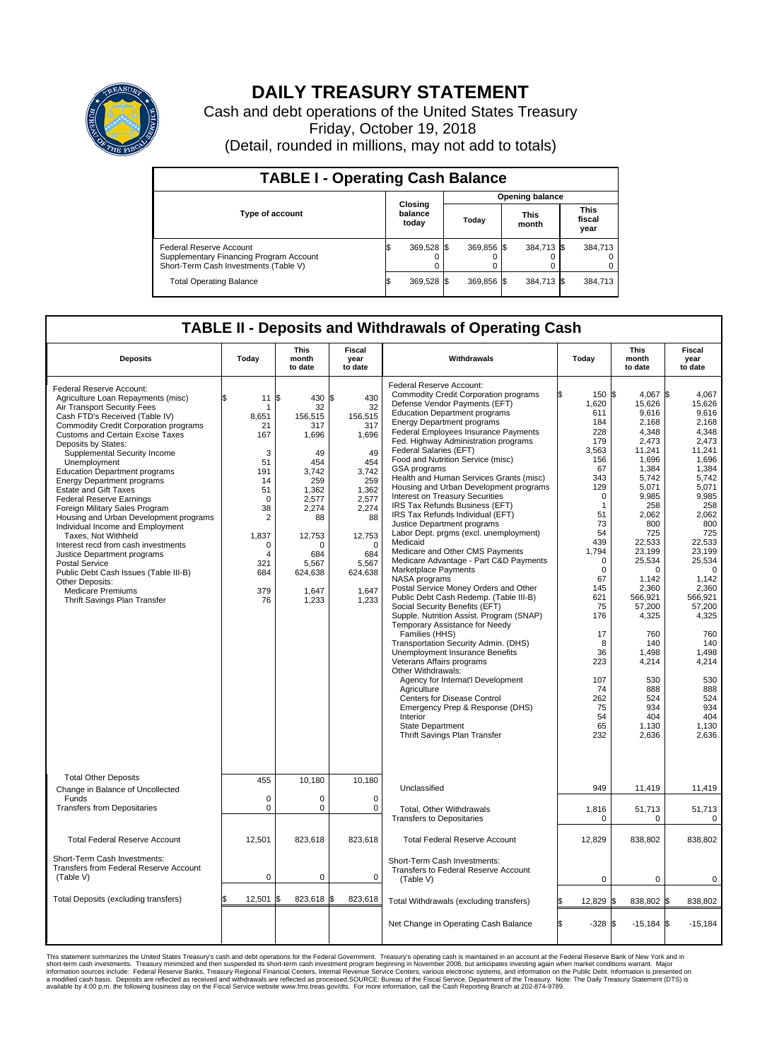# DAILY TREASURY STATEMENT

Cash and debt operations of the United States Treasury

Friday, October 19, 2018

(Detail, rounded in millions, may not add to totals)

## TABLE I - Operating Cash Balance

| Type of account | Closing balance today | Opening balance Today | Opening balance This month | Opening balance This fiscal year |
|---|---|---|---|---|
| Federal Reserve Account | $ 369,528 | $ 369,856 | $ 384,713 | $ 384,713 |
| Supplementary Financing Program Account | 0 | 0 | 0 | 0 |
| Short-Term Cash Investments (Table V) | 0 | 0 | 0 | 0 |
| Total Operating Balance | $ 369,528 | $ 369,856 | $ 384,713 | $ 384,713 |

## TABLE II - Deposits and Withdrawals of Operating Cash

| Deposits | Today | This month to date | Fiscal year to date |
|---|---|---|---|
| Federal Reserve Account: | | | |
| Agriculture Loan Repayments (misc) | $ 11 | $ 430 | $ 430 |
| Air Transport Security Fees | 1 | 32 | 32 |
| Cash FTD's Received (Table IV) | 8,651 | 156,515 | 156,515 |
| Commodity Credit Corporation programs | 21 | 317 | 317 |
| Customs and Certain Excise Taxes | 167 | 1,696 | 1,696 |
| Deposits by States: | | | |
| Supplemental Security Income | 3 | 49 | 49 |
| Unemployment | 51 | 454 | 454 |
| Education Department programs | 191 | 3,742 | 3,742 |
| Energy Department programs | 14 | 259 | 259 |
| Estate and Gift Taxes | 51 | 1,362 | 1,362 |
| Federal Reserve Earnings | 0 | 2,577 | 2,577 |
| Foreign Military Sales Program | 38 | 2,274 | 2,274 |
| Housing and Urban Development programs | 2 | 88 | 88 |
| Individual Income and Employment Taxes, Not Withheld | 1,837 | 12,753 | 12,753 |
| Interest recd from cash investments | 0 | 0 | 0 |
| Justice Department programs | 4 | 684 | 684 |
| Postal Service | 321 | 5,567 | 5,567 |
| Public Debt Cash Issues (Table III-B) | 684 | 624,638 | 624,638 |
| Other Deposits: | | | |
| Medicare Premiums | 379 | 1,647 | 1,647 |
| Thrift Savings Plan Transfer | 76 | 1,233 | 1,233 |
| Total Other Deposits | 455 | 10,180 | 10,180 |
| Change in Balance of Uncollected Funds | 0 | 0 | 0 |
| Transfers from Depositaries | 0 | 0 | 0 |
| Total Federal Reserve Account | 12,501 | 823,618 | 823,618 |
| Short-Term Cash Investments: Transfers from Federal Reserve Account (Table V) | 0 | 0 | 0 |
| Total Deposits (excluding transfers) | $ 12,501 | $ 823,618 | $ 823,618 |

| Withdrawals | Today | This month to date | Fiscal year to date |
|---|---|---|---|
| Federal Reserve Account: | | | |
| Commodity Credit Corporation programs | $ 150 | $ 4,067 | $ 4,067 |
| Defense Vendor Payments (EFT) | 1,620 | 15,626 | 15,626 |
| Education Department programs | 611 | 9,616 | 9,616 |
| Energy Department programs | 184 | 2,168 | 2,168 |
| Federal Employees Insurance Payments | 228 | 4,348 | 4,348 |
| Fed. Highway Administration programs | 179 | 2,473 | 2,473 |
| Federal Salaries (EFT) | 3,563 | 11,241 | 11,241 |
| Food and Nutrition Service (misc) | 156 | 1,696 | 1,696 |
| GSA programs | 67 | 1,384 | 1,384 |
| Health and Human Services Grants (misc) | 343 | 5,742 | 5,742 |
| Housing and Urban Development programs | 129 | 5,071 | 5,071 |
| Interest on Treasury Securities | 0 | 9,985 | 9,985 |
| IRS Tax Refunds Business (EFT) | 1 | 258 | 258 |
| IRS Tax Refunds Individual (EFT) | 51 | 2,062 | 2,062 |
| Justice Department programs | 73 | 800 | 800 |
| Labor Dept. prgms (excl. unemployment) | 54 | 725 | 725 |
| Medicaid | 439 | 22,533 | 22,533 |
| Medicare and Other CMS Payments | 1,794 | 23,199 | 23,199 |
| Medicare Advantage - Part C&D Payments | 0 | 25,534 | 25,534 |
| Marketplace Payments | 0 | 0 | 0 |
| NASA programs | 67 | 1,142 | 1,142 |
| Postal Service Money Orders and Other | 145 | 2,360 | 2,360 |
| Public Debt Cash Redemp. (Table III-B) | 621 | 566,921 | 566,921 |
| Social Security Benefits (EFT) | 75 | 57,200 | 57,200 |
| Supple. Nutrition Assist. Program (SNAP) | 176 | 4,325 | 4,325 |
| Temporary Assistance for Needy Families (HHS) | 17 | 760 | 760 |
| Transportation Security Admin. (DHS) | 8 | 140 | 140 |
| Unemployment Insurance Benefits | 36 | 1,498 | 1,498 |
| Veterans Affairs programs | 223 | 4,214 | 4,214 |
| Other Withdrawals: | | | |
| Agency for Internat'l Development | 107 | 530 | 530 |
| Agriculture | 74 | 888 | 888 |
| Centers for Disease Control | 262 | 524 | 524 |
| Emergency Prep & Response (DHS) | 75 | 934 | 934 |
| Interior | 54 | 404 | 404 |
| State Department | 65 | 1,130 | 1,130 |
| Thrift Savings Plan Transfer | 232 | 2,636 | 2,636 |
| Unclassified | 949 | 11,419 | 11,419 |
| Total, Other Withdrawals | 1,816 | 51,713 | 51,713 |
| Transfers to Depositaries | 0 | 0 | 0 |
| Total Federal Reserve Account | 12,829 | 838,802 | 838,802 |
| Short-Term Cash Investments: Transfers to Federal Reserve Account (Table V) | 0 | 0 | 0 |
| Total Withdrawals (excluding transfers) | $ 12,829 | $ 838,802 | $ 838,802 |
| Net Change in Operating Cash Balance | $ -328 | $ -15,184 | $ -15,184 |

This statement summarizes the United States Treasury's cash and debt operations for the Federal Government. Treasury's operating cash is maintained in an account at the Federal Reserve Bank of New York and in short-term cash investments. Treasury minimized and then suspended its short-term cash investment program beginning in November 2008, but anticipates investing again when market conditions warrant. Major information sources include: Federal Reserve Banks, Treasury Regional Financial Centers, Internal Revenue Service Centers, various electronic systems, and information on the Public Debt. Information is presented on a modified cash basis. Deposits are reflected as received and withdrawals are reflected as processed.SOURCE: Bureau of the Fiscal Service, Department of the Treasury. Note: The Daily Treasury Statement (DTS) is available by 4:00 p.m. the following business day on the Fiscal Service website www.fms.treas.gov/dts. For more information, call the Cash Reporting Branch at 202-874-9789.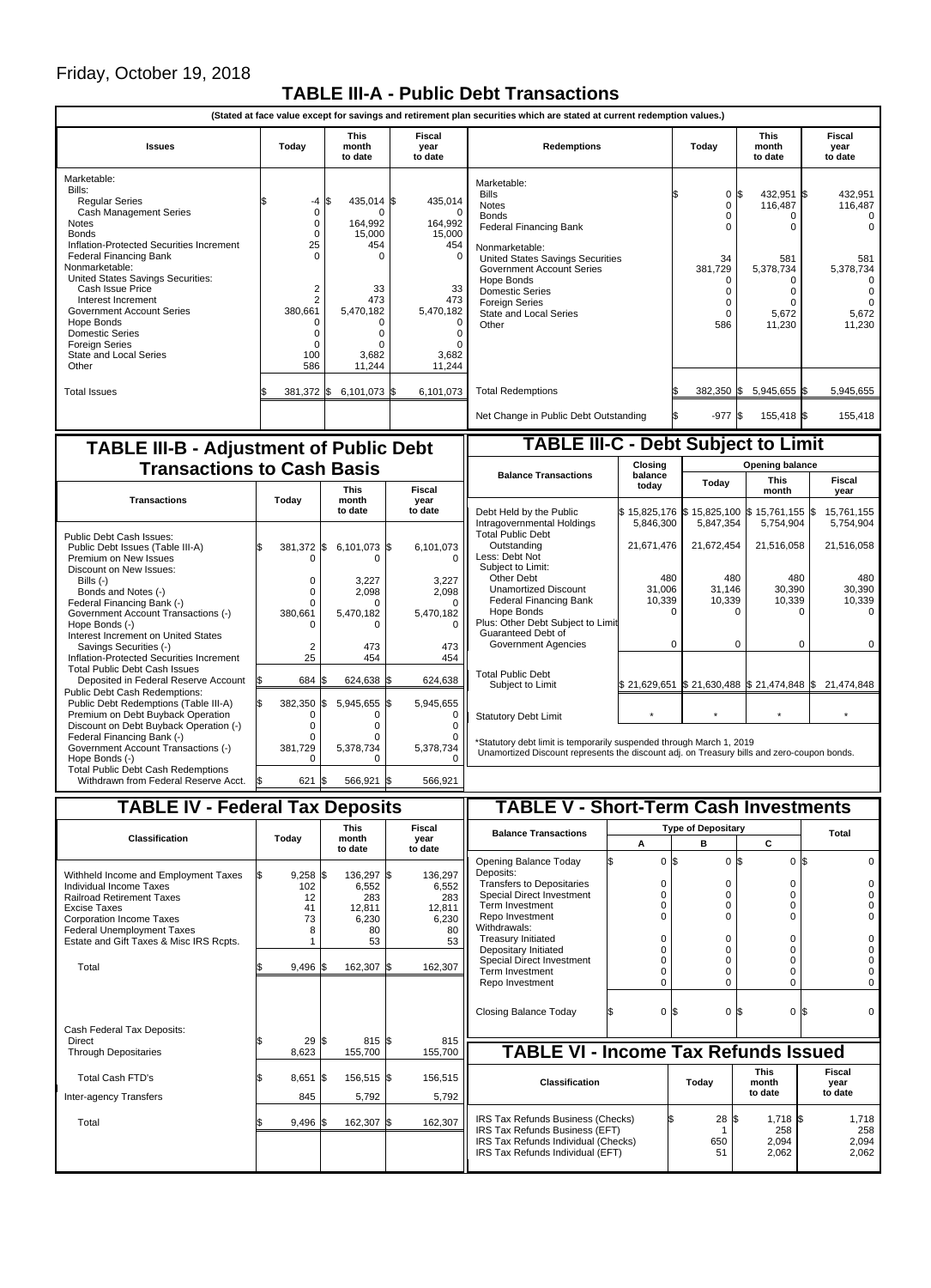Friday, October 19, 2018

# TABLE III-A - Public Debt Transactions

(Stated at face value except for savings and retirement plan securities which are stated at current redemption values.)

| Issues | Today | This month to date | Fiscal year to date |
|---|---|---|---|
| Marketable: | | | |
| Bills: | | | |
| Regular Series | $ -4 | $ 435,014 | $ 435,014 |
| Cash Management Series | 0 | 0 | 0 |
| Notes | 0 | 164,992 | 164,992 |
| Bonds | 0 | 15,000 | 15,000 |
| Inflation-Protected Securities Increment | 25 | 454 | 454 |
| Federal Financing Bank | 0 | 0 | 0 |
| Nonmarketable: | | | |
| United States Savings Securities: | | | |
| Cash Issue Price | 2 | 33 | 33 |
| Interest Increment | 2 | 473 | 473 |
| Government Account Series | 380,661 | 5,470,182 | 5,470,182 |
| Hope Bonds | 0 | 0 | 0 |
| Domestic Series | 0 | 0 | 0 |
| Foreign Series | 0 | 0 | 0 |
| State and Local Series | 100 | 3,682 | 3,682 |
| Other | 586 | 11,244 | 11,244 |
| Total Issues | $ 381,372 | $ 6,101,073 | $ 6,101,073 |

| Redemptions | Today | This month to date | Fiscal year to date |
|---|---|---|---|
| Marketable: | | | |
| Bills | $ 0 | $ 432,951 | $ 432,951 |
| Notes | 0 | 116,487 | 116,487 |
| Bonds | 0 | 0 | 0 |
| Federal Financing Bank | 0 | 0 | 0 |
| Nonmarketable: | | | |
| United States Savings Securities | 34 | 581 | 581 |
| Government Account Series | 381,729 | 5,378,734 | 5,378,734 |
| Hope Bonds | 0 | 0 | 0 |
| Domestic Series | 0 | 0 | 0 |
| Foreign Series | 0 | 0 | 0 |
| State and Local Series | 0 | 5,672 | 5,672 |
| Other | 586 | 11,230 | 11,230 |
| Total Redemptions | $ 382,350 | $ 5,945,655 | $ 5,945,655 |
| Net Change in Public Debt Outstanding | $ -977 | $ 155,418 | $ 155,418 |

# TABLE III-B - Adjustment of Public Debt Transactions to Cash Basis

| Transactions | Today | This month to date | Fiscal year to date |
|---|---|---|---|
| Public Debt Cash Issues: | | | |
| Public Debt Issues (Table III-A) | $ 381,372 | $ 6,101,073 | $ 6,101,073 |
| Premium on New Issues | 0 | 0 | 0 |
| Discount on New Issues: | | | |
| Bills (-) | 0 | 3,227 | 3,227 |
| Bonds and Notes (-) | 0 | 2,098 | 2,098 |
| Federal Financing Bank (-) | 0 | 0 | 0 |
| Government Account Transactions (-) | 380,661 | 5,470,182 | 5,470,182 |
| Hope Bonds (-) | 0 | 0 | 0 |
| Interest Increment on United States Savings Securities (-) | 2 | 473 | 473 |
| Inflation-Protected Securities Increment | 25 | 454 | 454 |
| Total Public Debt Cash Issues Deposited in Federal Reserve Account | $ 684 | $ 624,638 | $ 624,638 |
| Public Debt Cash Redemptions: | | | |
| Public Debt Redemptions (Table III-A) | $ 382,350 | $ 5,945,655 | $ 5,945,655 |
| Premium on Debt Buyback Operation | 0 | 0 | 0 |
| Discount on Debt Buyback Operation (-) | 0 | 0 | 0 |
| Federal Financing Bank (-) | 0 | 0 | 0 |
| Government Account Transactions (-) | 381,729 | 5,378,734 | 5,378,734 |
| Hope Bonds (-) | 0 | 0 | 0 |
| Total Public Debt Cash Redemptions Withdrawn from Federal Reserve Acct. | $ 621 | $ 566,921 | $ 566,921 |

# TABLE III-C - Debt Subject to Limit

| Balance Transactions | Closing balance today | Opening balance Today | Opening balance This month | Opening balance Fiscal year |
|---|---|---|---|---|
| Debt Held by the Public | $ 15,825,176 | $ 15,825,100 | $ 15,761,155 | $ 15,761,155 |
| Intragovernmental Holdings | 5,846,300 | 5,847,354 | 5,754,904 | 5,754,904 |
| Total Public Debt Outstanding | 21,671,476 | 21,672,454 | 21,516,058 | 21,516,058 |
| Less: Debt Not Subject to Limit: | | | | |
| Other Debt | 480 | 480 | 480 | 480 |
| Unamortized Discount | 31,006 | 31,146 | 30,390 | 30,390 |
| Federal Financing Bank | 10,339 | 10,339 | 10,339 | 10,339 |
| Hope Bonds | 0 | 0 | 0 | 0 |
| Plus: Other Debt Subject to Limit | | | | |
| Guaranteed Debt of Government Agencies | 0 | 0 | 0 | 0 |
| Total Public Debt Subject to Limit | $ 21,629,651 | $ 21,630,488 | $ 21,474,848 | $ 21,474,848 |
| Statutory Debt Limit | * | * | * | * |

*Statutory debt limit is temporarily suspended through March 1, 2019
Unamortized Discount represents the discount adj. on Treasury bills and zero-coupon bonds.

# TABLE IV - Federal Tax Deposits

| Classification | Today | This month to date | Fiscal year to date |
|---|---|---|---|
| Withheld Income and Employment Taxes | $ 9,258 | $ 136,297 | $ 136,297 |
| Individual Income Taxes | 102 | 6,552 | 6,552 |
| Railroad Retirement Taxes | 12 | 283 | 283 |
| Excise Taxes | 41 | 12,811 | 12,811 |
| Corporation Income Taxes | 73 | 6,230 | 6,230 |
| Federal Unemployment Taxes | 8 | 80 | 80 |
| Estate and Gift Taxes & Misc IRS Rcpts. | 1 | 53 | 53 |
| Total | $ 9,496 | $ 162,307 | $ 162,307 |
| Cash Federal Tax Deposits: | | | |
| Direct | $ 29 | $ 815 | $ 815 |
| Through Depositaries | 8,623 | 155,700 | 155,700 |
| Total Cash FTD's | $ 8,651 | $ 156,515 | $ 156,515 |
| Inter-agency Transfers | 845 | 5,792 | 5,792 |
| Total | $ 9,496 | $ 162,307 | $ 162,307 |

# TABLE V - Short-Term Cash Investments

| Balance Transactions | Type of Depositary A | Type of Depositary B | Type of Depositary C | Total |
|---|---|---|---|---|
| Opening Balance Today | $ 0 | $ 0 | $ 0 | $ 0 |
| Deposits: | | | | |
| Transfers to Depositaries | 0 | 0 | 0 | 0 |
| Special Direct Investment | 0 | 0 | 0 | 0 |
| Term Investment | 0 | 0 | 0 | 0 |
| Repo Investment | 0 | 0 | 0 | 0 |
| Withdrawals: | | | | |
| Treasury Initiated | 0 | 0 | 0 | 0 |
| Depositary Initiated | 0 | 0 | 0 | 0 |
| Special Direct Investment | 0 | 0 | 0 | 0 |
| Term Investment | 0 | 0 | 0 | 0 |
| Repo Investment | 0 | 0 | 0 | 0 |
| Closing Balance Today | $ 0 | $ 0 | $ 0 | $ 0 |

# TABLE VI - Income Tax Refunds Issued

| Classification | Today | This month to date | Fiscal year to date |
|---|---|---|---|
| IRS Tax Refunds Business (Checks) | $ 28 | $ 1,718 | $ 1,718 |
| IRS Tax Refunds Business (EFT) | 1 | 258 | 258 |
| IRS Tax Refunds Individual (Checks) | 650 | 2,094 | 2,094 |
| IRS Tax Refunds Individual (EFT) | 51 | 2,062 | 2,062 |